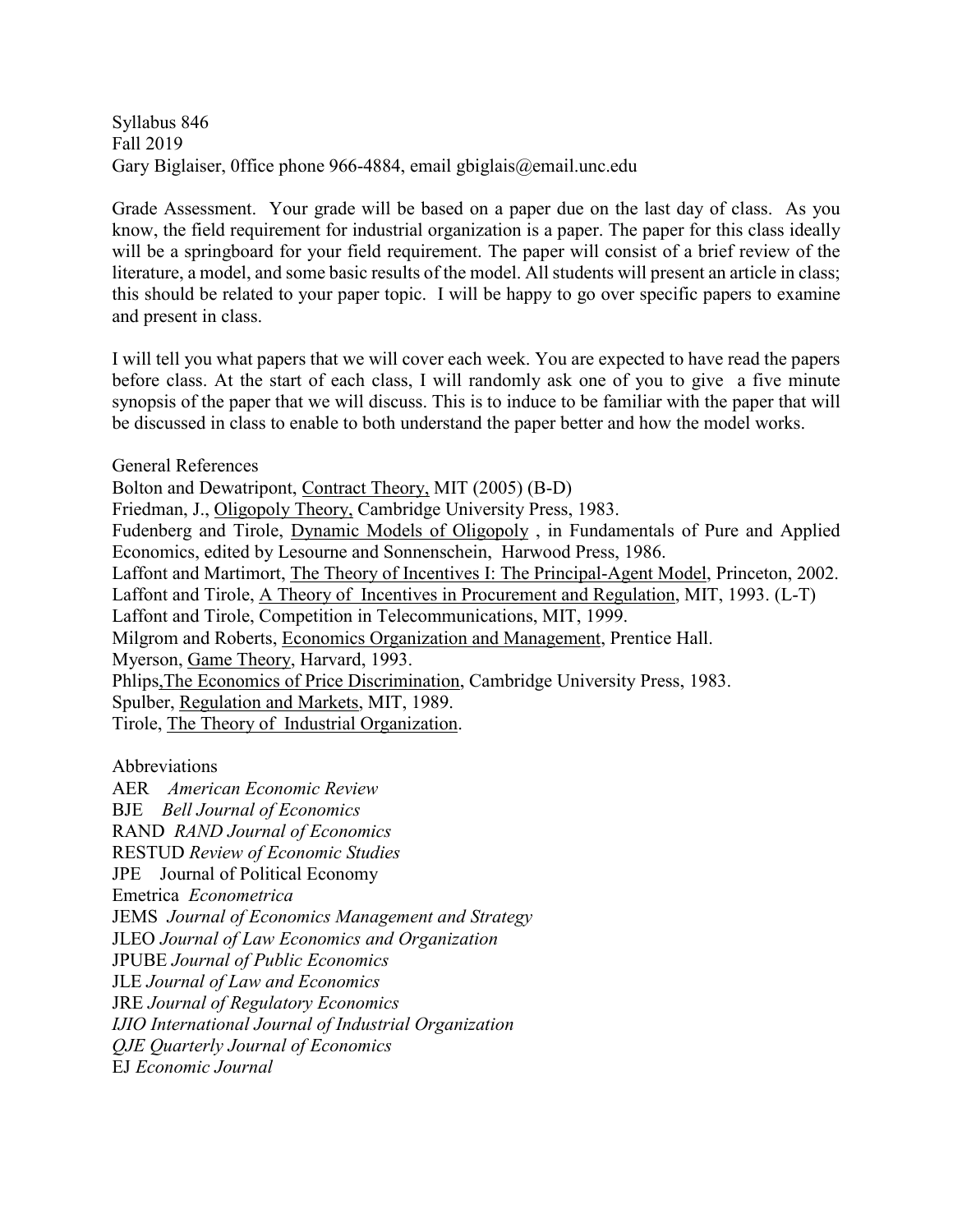Syllabus 846
Fall 2019
Gary Biglaiser, 0ffice phone 966-4884, email gbiglais@email.unc.edu

Grade Assessment. Your grade will be based on a paper due on the last day of class. As you know, the field requirement for industrial organization is a paper. The paper for this class ideally will be a springboard for your field requirement. The paper will consist of a brief review of the literature, a model, and some basic results of the model. All students will present an article in class; this should be related to your paper topic. I will be happy to go over specific papers to examine and present in class.

I will tell you what papers that we will cover each week. You are expected to have read the papers before class. At the start of each class, I will randomly ask one of you to give a five minute synopsis of the paper that we will discuss. This is to induce to be familiar with the paper that will be discussed in class to enable to both understand the paper better and how the model works.

General References
Bolton and Dewatripont, Contract Theory, MIT (2005) (B-D)
Friedman, J., Oligopoly Theory, Cambridge University Press, 1983.
Fudenberg and Tirole, Dynamic Models of Oligopoly , in Fundamentals of Pure and Applied Economics, edited by Lesourne and Sonnenschein, Harwood Press, 1986.
Laffont and Martimort, The Theory of Incentives I: The Principal-Agent Model, Princeton, 2002.
Laffont and Tirole, A Theory of Incentives in Procurement and Regulation, MIT, 1993. (L-T)
Laffont and Tirole, Competition in Telecommunications, MIT, 1999.
Milgrom and Roberts, Economics Organization and Management, Prentice Hall.
Myerson, Game Theory, Harvard, 1993.
Phlips,The Economics of Price Discrimination, Cambridge University Press, 1983.
Spulber, Regulation and Markets, MIT, 1989.
Tirole, The Theory of Industrial Organization.

Abbreviations
AER *American Economic Review*
BJE *Bell Journal of Economics*
RAND *RAND Journal of Economics*
RESTUD *Review of Economic Studies*
JPE Journal of Political Economy
Emetrica *Econometrica*
JEMS *Journal of Economics Management and Strategy*
JLEO *Journal of Law Economics and Organization*
JPUBE *Journal of Public Economics*
JLE *Journal of Law and Economics*
JRE *Journal of Regulatory Economics*
*IJIO International Journal of Industrial Organization*
*QJE Quarterly Journal of Economics*
EJ *Economic Journal*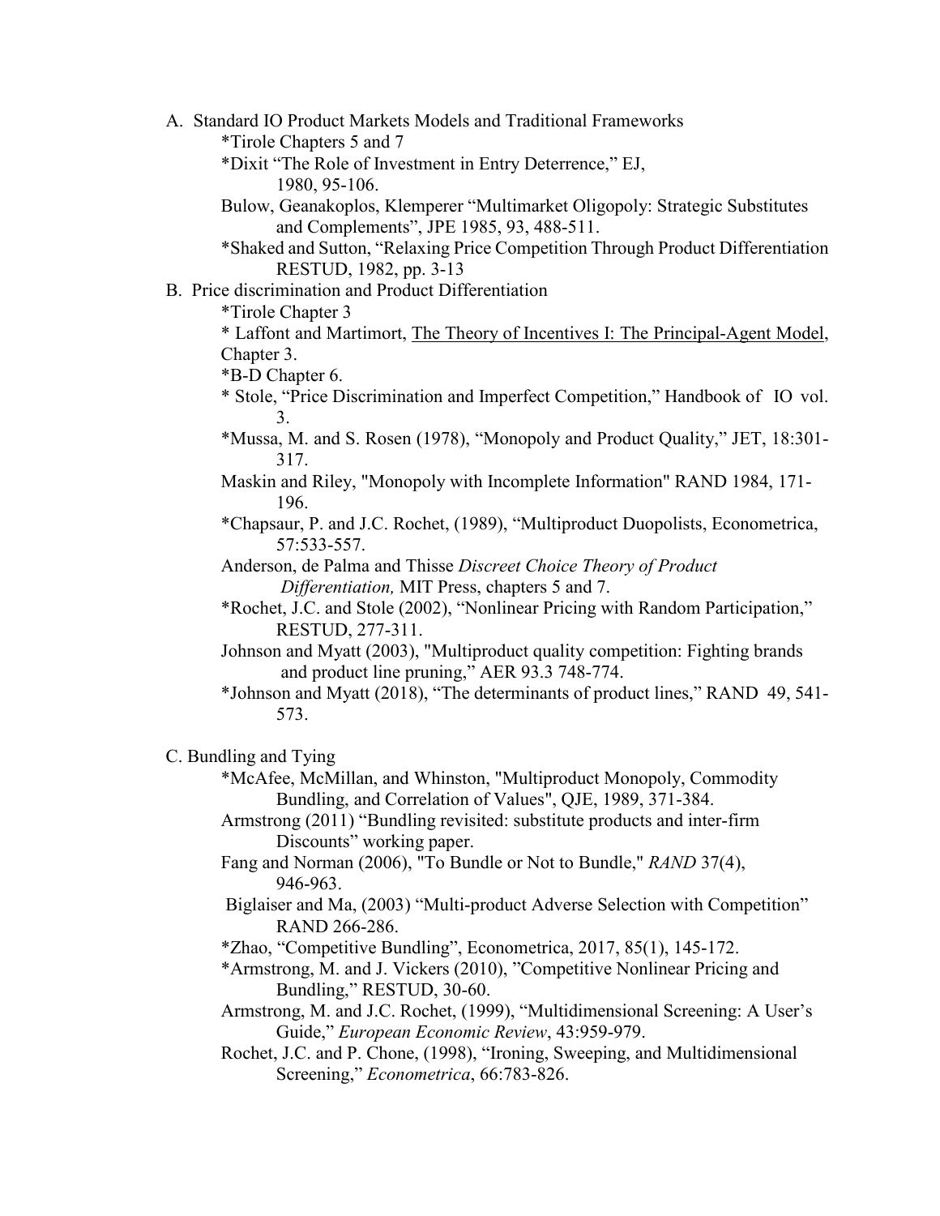A. Standard IO Product Markets Models and Traditional Frameworks

*Tirole Chapters 5 and 7

*Dixit "The Role of Investment in Entry Deterrence," EJ, 1980, 95-106.

Bulow, Geanakoplos, Klemperer "Multimarket Oligopoly: Strategic Substitutes and Complements", JPE 1985, 93, 488-511.

*Shaked and Sutton, "Relaxing Price Competition Through Product Differentiation RESTUD, 1982, pp. 3-13

B. Price discrimination and Product Differentiation

*Tirole Chapter 3

* Laffont and Martimort, <u>The Theory of Incentives I: The Principal-Agent Model</u>, Chapter 3.

*B-D Chapter 6.

* Stole, "Price Discrimination and Imperfect Competition," Handbook of IO vol. 3.

*Mussa, M. and S. Rosen (1978), "Monopoly and Product Quality," JET, 18:301-317.

Maskin and Riley, "Monopoly with Incomplete Information" RAND 1984, 171-196.

*Chapsaur, P. and J.C. Rochet, (1989), "Multiproduct Duopolists, Econometrica, 57:533-557.

Anderson, de Palma and Thisse *Discreet Choice Theory of Product Differentiation,* MIT Press, chapters 5 and 7.

*Rochet, J.C. and Stole (2002), "Nonlinear Pricing with Random Participation," RESTUD, 277-311.

Johnson and Myatt (2003), "Multiproduct quality competition: Fighting brands and product line pruning," AER 93.3 748-774.

*Johnson and Myatt (2018), "The determinants of product lines," RAND 49, 541-573.

C. Bundling and Tying

*McAfee, McMillan, and Whinston, "Multiproduct Monopoly, Commodity Bundling, and Correlation of Values", QJE, 1989, 371-384.

Armstrong (2011) "Bundling revisited: substitute products and inter-firm Discounts" working paper.

Fang and Norman (2006), "To Bundle or Not to Bundle," *RAND* 37(4), 946-963.

Biglaiser and Ma, (2003) "Multi-product Adverse Selection with Competition" RAND 266-286.

*Zhao, "Competitive Bundling", Econometrica, 2017, 85(1), 145-172.

*Armstrong, M. and J. Vickers (2010), "Competitive Nonlinear Pricing and Bundling," RESTUD, 30-60.

Armstrong, M. and J.C. Rochet, (1999), "Multidimensional Screening: A User's Guide," *European Economic Review*, 43:959-979.

Rochet, J.C. and P. Chone, (1998), "Ironing, Sweeping, and Multidimensional Screening," *Econometrica*, 66:783-826.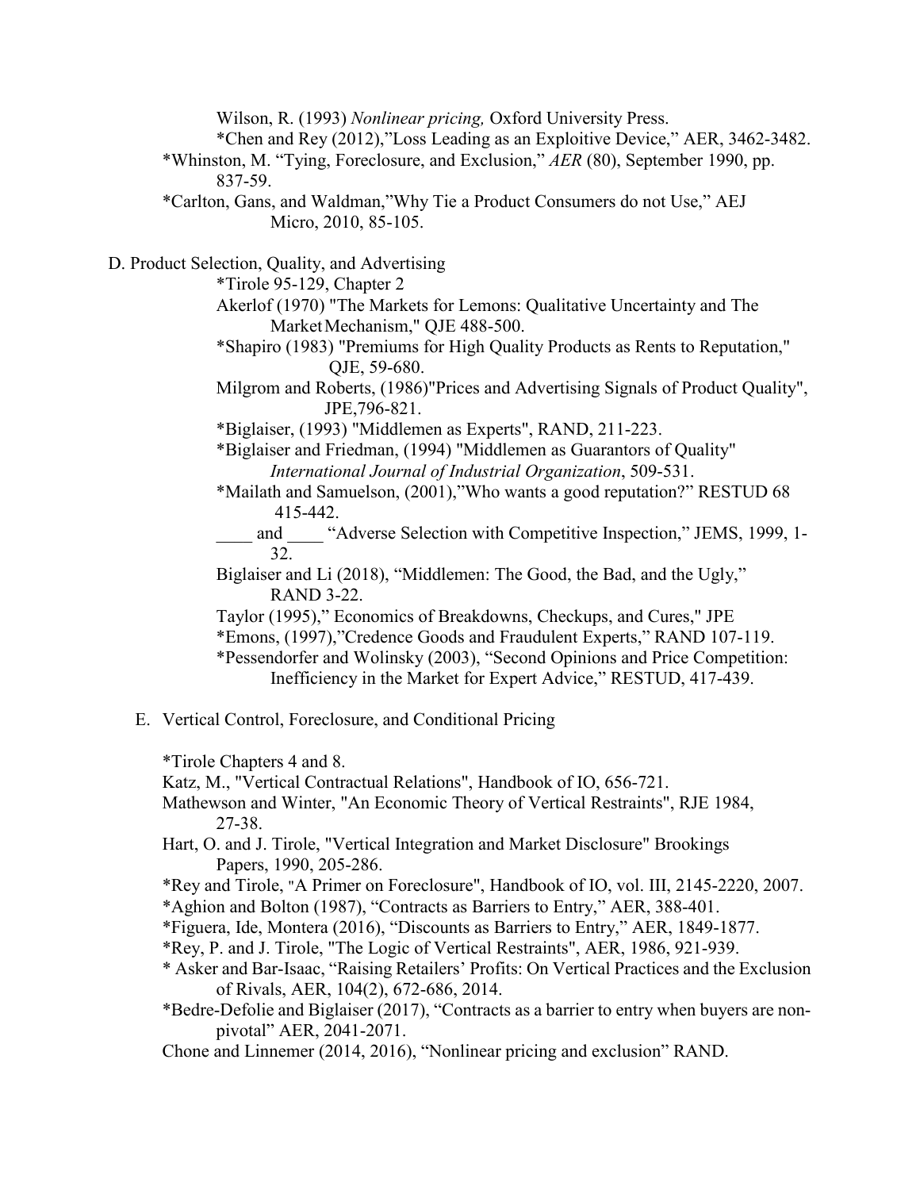Wilson, R. (1993) *Nonlinear pricing,* Oxford University Press.

*Chen and Rey (2012),"Loss Leading as an Exploitive Device," AER, 3462-3482.

*Whinston, M. "Tying, Foreclosure, and Exclusion," *AER* (80), September 1990, pp. 837-59.

*Carlton, Gans, and Waldman,"Why Tie a Product Consumers do not Use," AEJ Micro, 2010, 85-105.

D. Product Selection, Quality, and Advertising

*Tirole 95-129, Chapter 2

Akerlof (1970) "The Markets for Lemons: Qualitative Uncertainty and The Market Mechanism," QJE 488-500.

*Shapiro (1983) "Premiums for High Quality Products as Rents to Reputation," QJE, 59-680.

Milgrom and Roberts, (1986)"Prices and Advertising Signals of Product Quality", JPE,796-821.

*Biglaiser, (1993) "Middlemen as Experts", RAND, 211-223.

*Biglaiser and Friedman, (1994) "Middlemen as Guarantors of Quality" *International Journal of Industrial Organization*, 509-531.

*Mailath and Samuelson, (2001),"Who wants a good reputation?" RESTUD 68 415-442.

____ and ____ "Adverse Selection with Competitive Inspection," JEMS, 1999, 1-32.

Biglaiser and Li (2018), "Middlemen: The Good, the Bad, and the Ugly," RAND 3-22.

Taylor (1995)," Economics of Breakdowns, Checkups, and Cures," JPE

*Emons, (1997),"Credence Goods and Fraudulent Experts," RAND 107-119.

*Pessendorfer and Wolinsky (2003), "Second Opinions and Price Competition: Inefficiency in the Market for Expert Advice," RESTUD, 417-439.

E. Vertical Control, Foreclosure, and Conditional Pricing

*Tirole Chapters 4 and 8.

Katz, M., "Vertical Contractual Relations", Handbook of IO, 656-721.

Mathewson and Winter, "An Economic Theory of Vertical Restraints", RJE 1984, 27-38.

Hart, O. and J. Tirole, "Vertical Integration and Market Disclosure" Brookings Papers, 1990, 205-286.

*Rey and Tirole, "A Primer on Foreclosure", Handbook of IO, vol. III, 2145-2220, 2007.

*Aghion and Bolton (1987), "Contracts as Barriers to Entry," AER, 388-401.

*Figuera, Ide, Montera (2016), "Discounts as Barriers to Entry," AER, 1849-1877.

*Rey, P. and J. Tirole, "The Logic of Vertical Restraints", AER, 1986, 921-939.

* Asker and Bar-Isaac, "Raising Retailers' Profits: On Vertical Practices and the Exclusion of Rivals, AER, 104(2), 672-686, 2014.

*Bedre-Defolie and Biglaiser (2017), "Contracts as a barrier to entry when buyers are non-pivotal" AER, 2041-2071.

Chone and Linnemer (2014, 2016), "Nonlinear pricing and exclusion" RAND.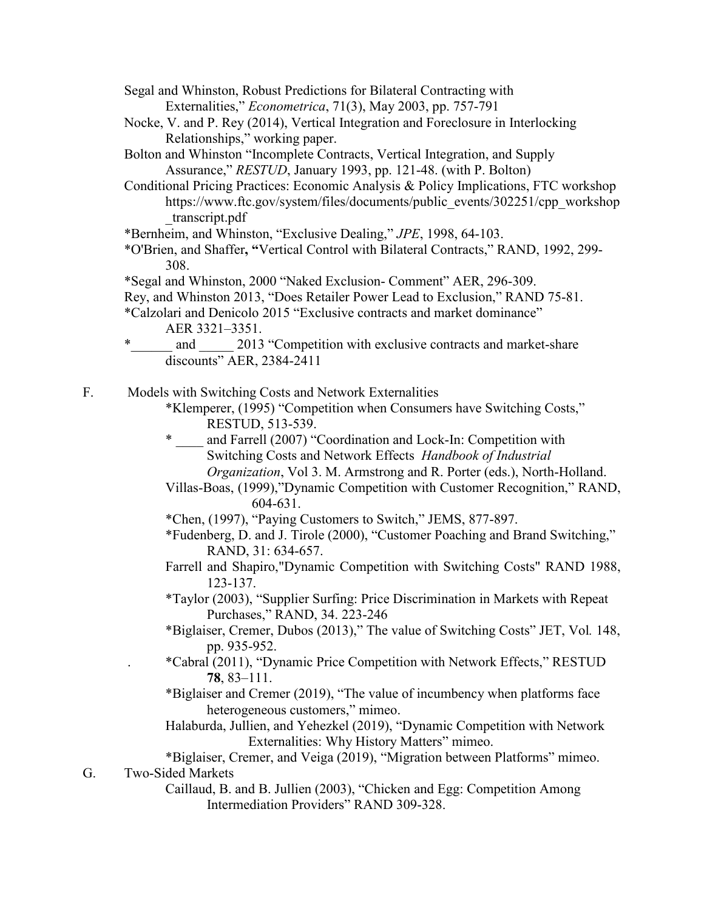Segal and Whinston, Robust Predictions for Bilateral Contracting with Externalities," *Econometrica*, 71(3), May 2003, pp. 757-791

Nocke, V. and P. Rey (2014), Vertical Integration and Foreclosure in Interlocking Relationships," working paper.

Bolton and Whinston "Incomplete Contracts, Vertical Integration, and Supply Assurance," *RESTUD*, January 1993, pp. 121-48. (with P. Bolton)

Conditional Pricing Practices: Economic Analysis & Policy Implications, FTC workshop https://www.ftc.gov/system/files/documents/public_events/302251/cpp_workshop_transcript.pdf

*Bernheim, and Whinston, "Exclusive Dealing," *JPE*, 1998, 64-103.

*O'Brien, and Shaffer**, "**Vertical Control with Bilateral Contracts," RAND, 1992, 299-308.

*Segal and Whinston, 2000 "Naked Exclusion- Comment" AER, 296-309.

Rey, and Whinston 2013, "Does Retailer Power Lead to Exclusion," RAND 75-81.

*Calzolari and Denicolo 2015 "Exclusive contracts and market dominance" AER 3321–3351.

*______ and _____ 2013 "Competition with exclusive contracts and market-share discounts" AER, 2384-2411

F. Models with Switching Costs and Network Externalities

*Klemperer, (1995) "Competition when Consumers have Switching Costs," RESTUD, 513-539.

* ____ and Farrell (2007) "Coordination and Lock-In: Competition with Switching Costs and Network Effects *Handbook of Industrial Organization*, Vol 3. M. Armstrong and R. Porter (eds.), North-Holland.

Villas-Boas, (1999),"Dynamic Competition with Customer Recognition," RAND, 604-631.

*Chen, (1997), "Paying Customers to Switch," JEMS, 877-897.

*Fudenberg, D. and J. Tirole (2000), "Customer Poaching and Brand Switching," RAND, 31: 634-657.

Farrell and Shapiro,"Dynamic Competition with Switching Costs" RAND 1988, 123-137.

*Taylor (2003), "Supplier Surfing: Price Discrimination in Markets with Repeat Purchases," RAND, 34. 223-246

*Biglaiser, Cremer, Dubos (2013)," The value of Switching Costs" JET, Vol*.* 148, pp. 935-952.

*Cabral (2011), "Dynamic Price Competition with Network Effects," RESTUD **78**, 83–111.

*Biglaiser and Cremer (2019), "The value of incumbency when platforms face heterogeneous customers," mimeo.

Halaburda, Jullien, and Yehezkel (2019), "Dynamic Competition with Network Externalities: Why History Matters" mimeo.

*Biglaiser, Cremer, and Veiga (2019), "Migration between Platforms" mimeo.

G. Two-Sided Markets

Caillaud, B. and B. Jullien (2003), "Chicken and Egg: Competition Among Intermediation Providers" RAND 309-328.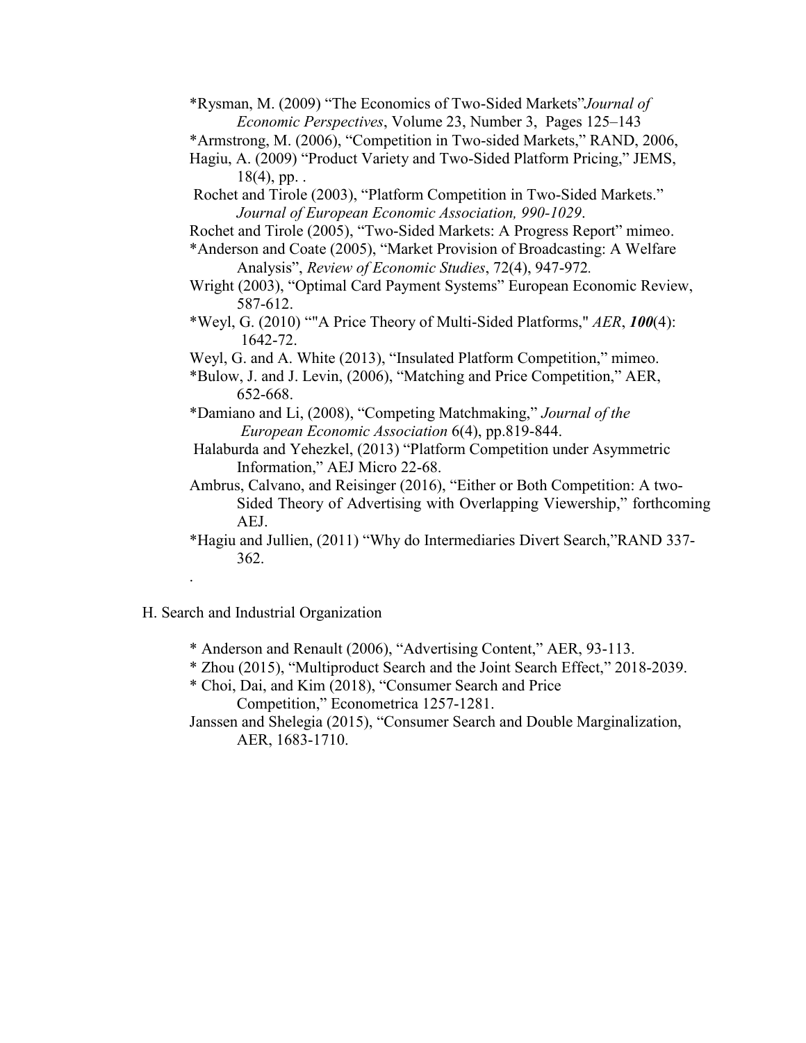*Rysman, M. (2009) "The Economics of Two-Sided Markets"*Journal of Economic Perspectives*, Volume 23, Number 3, Pages 125–143

*Armstrong, M. (2006), "Competition in Two-sided Markets," RAND, 2006,

Hagiu, A. (2009) "Product Variety and Two-Sided Platform Pricing," JEMS, 18(4), pp. .

Rochet and Tirole (2003), "Platform Competition in Two-Sided Markets." *Journal of European Economic Association, 990-1029*.

Rochet and Tirole (2005), "Two-Sided Markets: A Progress Report" mimeo.

*Anderson and Coate (2005), "Market Provision of Broadcasting: A Welfare Analysis", *Review of Economic Studies*, 72(4), 947-972.

Wright (2003), "Optimal Card Payment Systems" European Economic Review, 587-612.

*Weyl, G. (2010) ""A Price Theory of Multi-Sided Platforms," *AER*, ***100***(4): 1642-72.

Weyl, G. and A. White (2013), "Insulated Platform Competition," mimeo.

*Bulow, J. and J. Levin, (2006), "Matching and Price Competition," AER, 652-668.

*Damiano and Li, (2008), "Competing Matchmaking," *Journal of the European Economic Association* 6(4), pp.819-844.

Halaburda and Yehezkel, (2013) "Platform Competition under Asymmetric Information," AEJ Micro 22-68.

Ambrus, Calvano, and Reisinger (2016), "Either or Both Competition: A two-Sided Theory of Advertising with Overlapping Viewership," forthcoming AEJ.

*Hagiu and Jullien, (2011) "Why do Intermediaries Divert Search,"RAND 337-362.

.

H. Search and Industrial Organization

* Anderson and Renault (2006), "Advertising Content," AER, 93-113.

* Zhou (2015), "Multiproduct Search and the Joint Search Effect," 2018-2039.

* Choi, Dai, and Kim (2018), "Consumer Search and Price Competition," Econometrica 1257-1281.

Janssen and Shelegia (2015), "Consumer Search and Double Marginalization, AER, 1683-1710.